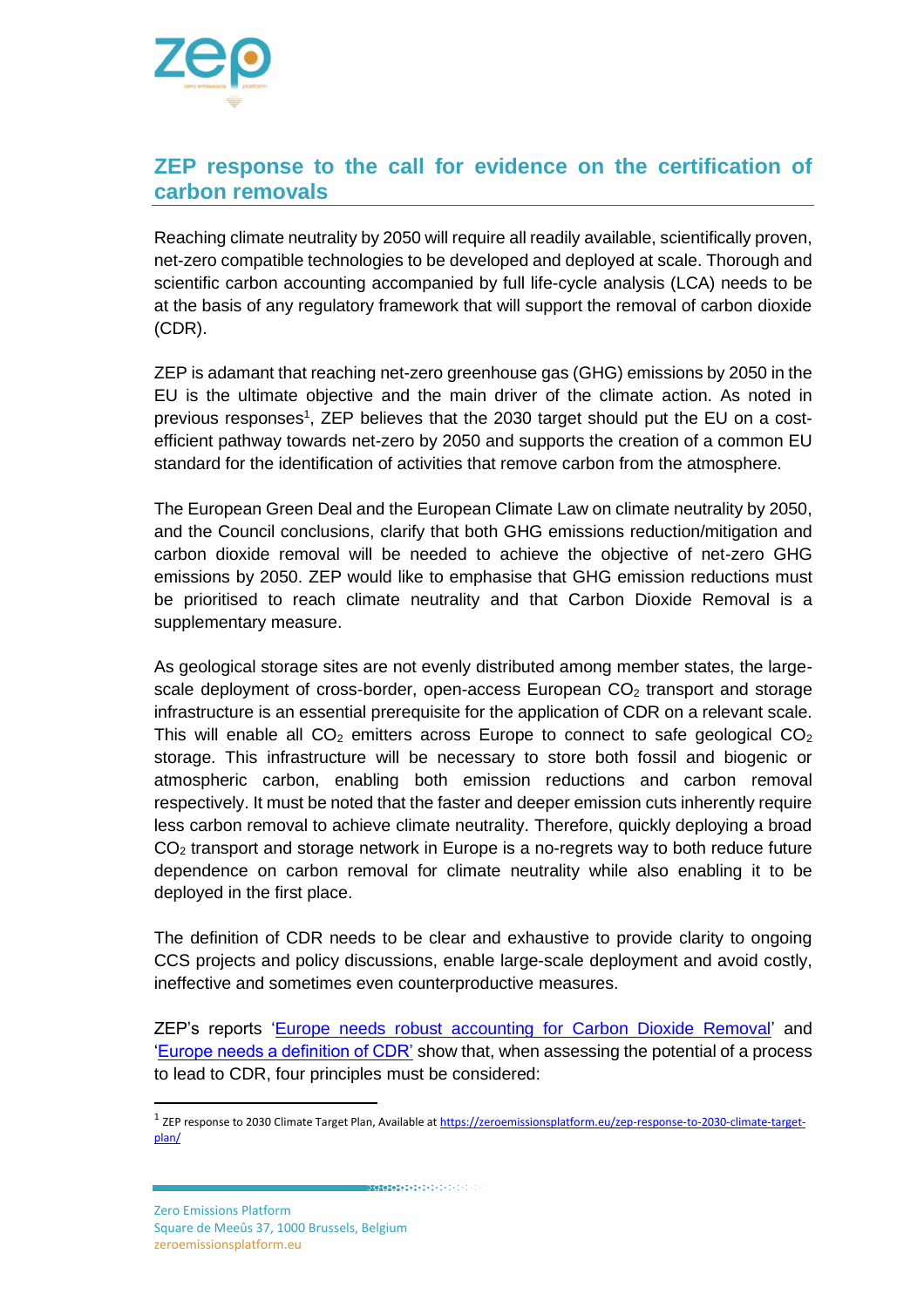## ZEP response to the call for evidence on the certification of carbon removals

Reaching climate neutrality by 2050 will require all readily available, scientifically proven, net-zero compatible technologies to be developed and deployed at scale. Thorough and scientific carbon accounting accompanied by full life-cycle analysis (LCA) needs to be at the basis of any regulatory framework that will support the removal of carbon dioxide (CDR).

ZEP is adamant that reaching net-zero greenhouse gas (GHG) emissions by 2050 in the EU is the ultimate objective and the main driver of the climate action. As noted in previous responses[1], ZEP believes that the 2030 target should put the EU on a cost-efficient pathway towards net-zero by 2050 and supports the creation of a common EU standard for the identification of activities that remove carbon from the atmosphere.

The European Green Deal and the European Climate Law on climate neutrality by 2050, and the Council conclusions, clarify that both GHG emissions reduction/mitigation and carbon dioxide removal will be needed to achieve the objective of net-zero GHG emissions by 2050. ZEP would like to emphasise that GHG emission reductions must be prioritised to reach climate neutrality and that Carbon Dioxide Removal is a supplementary measure.

As geological storage sites are not evenly distributed among member states, the large-scale deployment of cross-border, open-access European $CO_2$ transport and storage infrastructure is an essential prerequisite for the application of CDR on a relevant scale. This will enable all $CO_2$ emitters across Europe to connect to safe geological $CO_2$ storage. This infrastructure will be necessary to store both fossil and biogenic or atmospheric carbon, enabling both emission reductions and carbon removal respectively. It must be noted that the faster and deeper emission cuts inherently require less carbon removal to achieve climate neutrality. Therefore, quickly deploying a broad $CO_2$ transport and storage network in Europe is a no-regrets way to both reduce future dependence on carbon removal for climate neutrality while also enabling it to be deployed in the first place.

The definition of CDR needs to be clear and exhaustive to provide clarity to ongoing CCS projects and policy discussions, enable large-scale deployment and avoid costly, ineffective and sometimes even counterproductive measures.

ZEP's reports '[Europe needs robust accounting for Carbon Dioxide Removal]' and '[Europe needs a definition of CDR]' show that, when assessing the potential of a process to lead to CDR, four principles must be considered:

[1] ZEP response to 2030 Climate Target Plan, Available at https://zeroemissionsplatform.eu/zep-response-to-2030-climate-target-plan/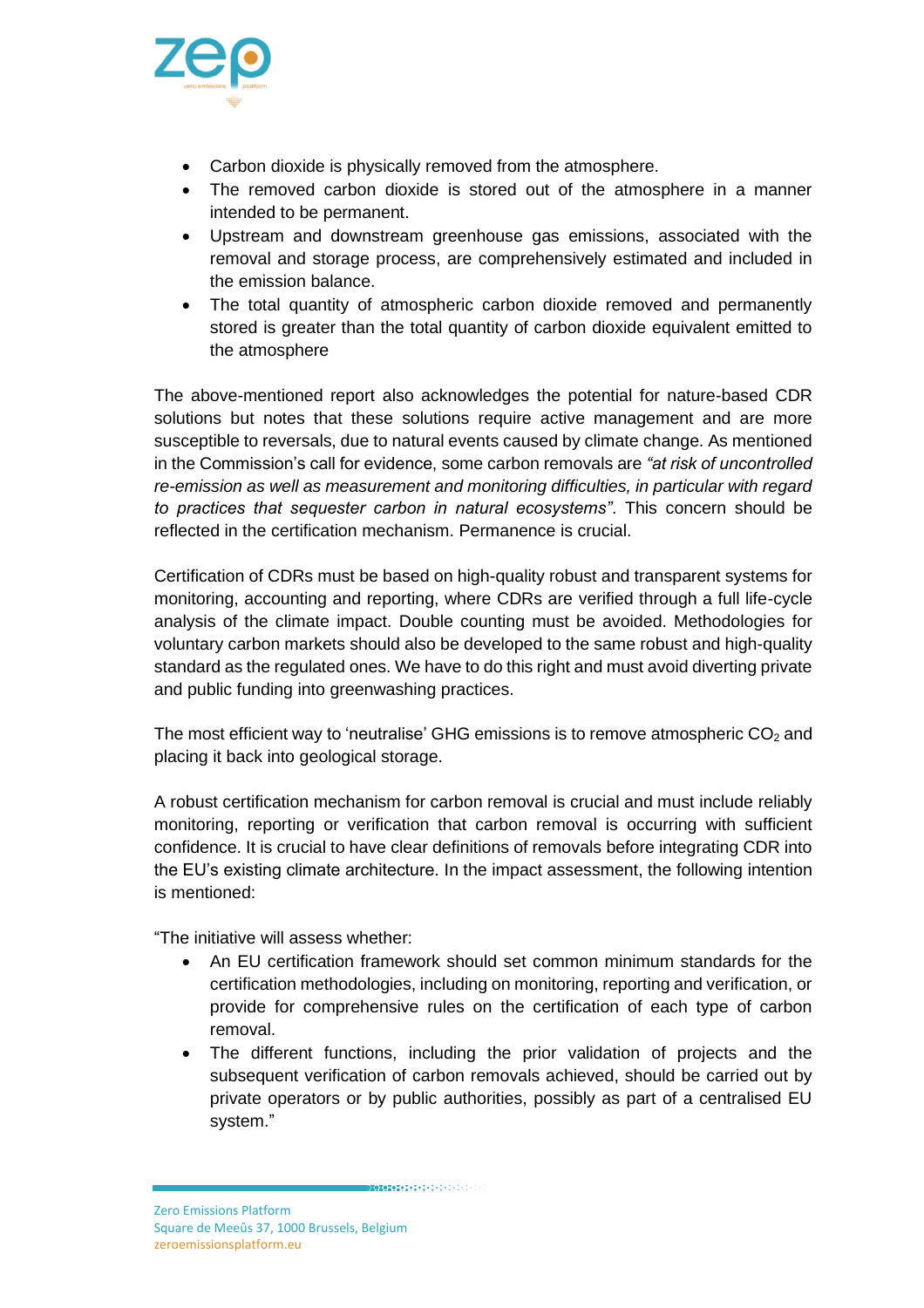- Carbon dioxide is physically removed from the atmosphere.
- The removed carbon dioxide is stored out of the atmosphere in a manner intended to be permanent.
- Upstream and downstream greenhouse gas emissions, associated with the removal and storage process, are comprehensively estimated and included in the emission balance.
- The total quantity of atmospheric carbon dioxide removed and permanently stored is greater than the total quantity of carbon dioxide equivalent emitted to the atmosphere

The above-mentioned report also acknowledges the potential for nature-based CDR solutions but notes that these solutions require active management and are more susceptible to reversals, due to natural events caused by climate change. As mentioned in the Commission's call for evidence, some carbon removals are *"at risk of uncontrolled re-emission as well as measurement and monitoring difficulties, in particular with regard to practices that sequester carbon in natural ecosystems"*. This concern should be reflected in the certification mechanism. Permanence is crucial.

Certification of CDRs must be based on high-quality robust and transparent systems for monitoring, accounting and reporting, where CDRs are verified through a full life-cycle analysis of the climate impact. Double counting must be avoided. Methodologies for voluntary carbon markets should also be developed to the same robust and high-quality standard as the regulated ones. We have to do this right and must avoid diverting private and public funding into greenwashing practices.

The most efficient way to 'neutralise' GHG emissions is to remove atmospheric $CO_2$ and placing it back into geological storage.

A robust certification mechanism for carbon removal is crucial and must include reliably monitoring, reporting or verification that carbon removal is occurring with sufficient confidence. It is crucial to have clear definitions of removals before integrating CDR into the EU's existing climate architecture. In the impact assessment, the following intention is mentioned:

"The initiative will assess whether:

- An EU certification framework should set common minimum standards for the certification methodologies, including on monitoring, reporting and verification, or provide for comprehensive rules on the certification of each type of carbon removal.
- The different functions, including the prior validation of projects and the subsequent verification of carbon removals achieved, should be carried out by private operators or by public authorities, possibly as part of a centralised EU system."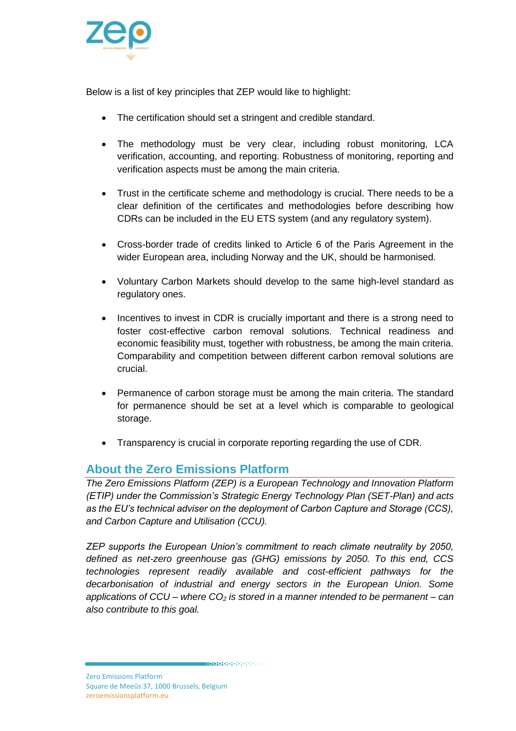Below is a list of key principles that ZEP would like to highlight:

- The certification should set a stringent and credible standard.
- The methodology must be very clear, including robust monitoring, LCA verification, accounting, and reporting. Robustness of monitoring, reporting and verification aspects must be among the main criteria.
- Trust in the certificate scheme and methodology is crucial. There needs to be a clear definition of the certificates and methodologies before describing how CDRs can be included in the EU ETS system (and any regulatory system).
- Cross-border trade of credits linked to Article 6 of the Paris Agreement in the wider European area, including Norway and the UK, should be harmonised.
- Voluntary Carbon Markets should develop to the same high-level standard as regulatory ones.
- Incentives to invest in CDR is crucially important and there is a strong need to foster cost-effective carbon removal solutions. Technical readiness and economic feasibility must, together with robustness, be among the main criteria. Comparability and competition between different carbon removal solutions are crucial.
- Permanence of carbon storage must be among the main criteria. The standard for permanence should be set at a level which is comparable to geological storage.
- Transparency is crucial in corporate reporting regarding the use of CDR.

## About the Zero Emissions Platform

*The Zero Emissions Platform (ZEP) is a European Technology and Innovation Platform (ETIP) under the Commission's Strategic Energy Technology Plan (SET-Plan) and acts as the EU's technical adviser on the deployment of Carbon Capture and Storage (CCS), and Carbon Capture and Utilisation (CCU).*

*ZEP supports the European Union's commitment to reach climate neutrality by 2050, defined as net-zero greenhouse gas (GHG) emissions by 2050. To this end, CCS technologies represent readily available and cost-efficient pathways for the decarbonisation of industrial and energy sectors in the European Union. Some applications of CCU – where $CO_2$ is stored in a manner intended to be permanent – can also contribute to this goal.*